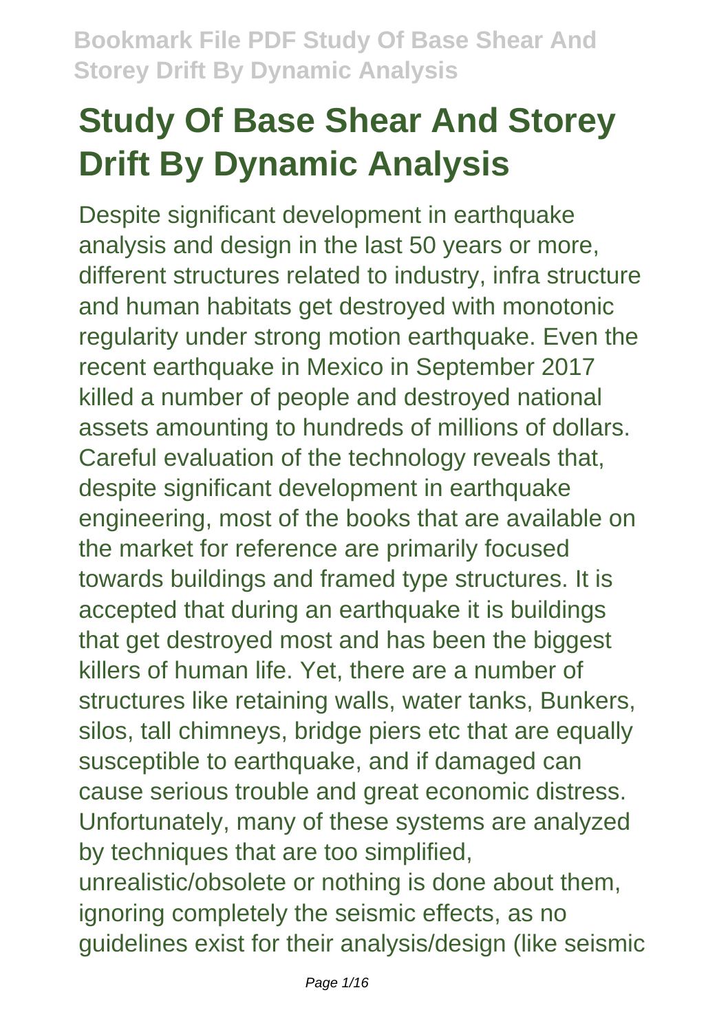# Study Of Base Shear And Storey Drift By Dynamic Analysis

Despite significant development in earthquake analysis and design in the last 50 years or more, different structures related to industry, infra structure and human habitats get destroyed with monotonic regularity under strong motion earthquake. Even the recent earthquake in Mexico in September 2017 killed a number of people and destroyed national assets amounting to hundreds of millions of dollars. Careful evaluation of the technology reveals that, despite significant development in earthquake engineering, most of the books that are available on the market for reference are primarily focused towards buildings and framed type structures. It is accepted that during an earthquake it is buildings that get destroyed most and has been the biggest killers of human life. Yet, there are a number of structures like retaining walls, water tanks, Bunkers, silos, tall chimneys, bridge piers etc that are equally susceptible to earthquake, and if damaged can cause serious trouble and great economic distress. Unfortunately, many of these systems are analyzed by techniques that are too simplified, unrealistic/obsolete or nothing is done about them, ignoring completely the seismic effects, as no guidelines exist for their analysis/design (like seismic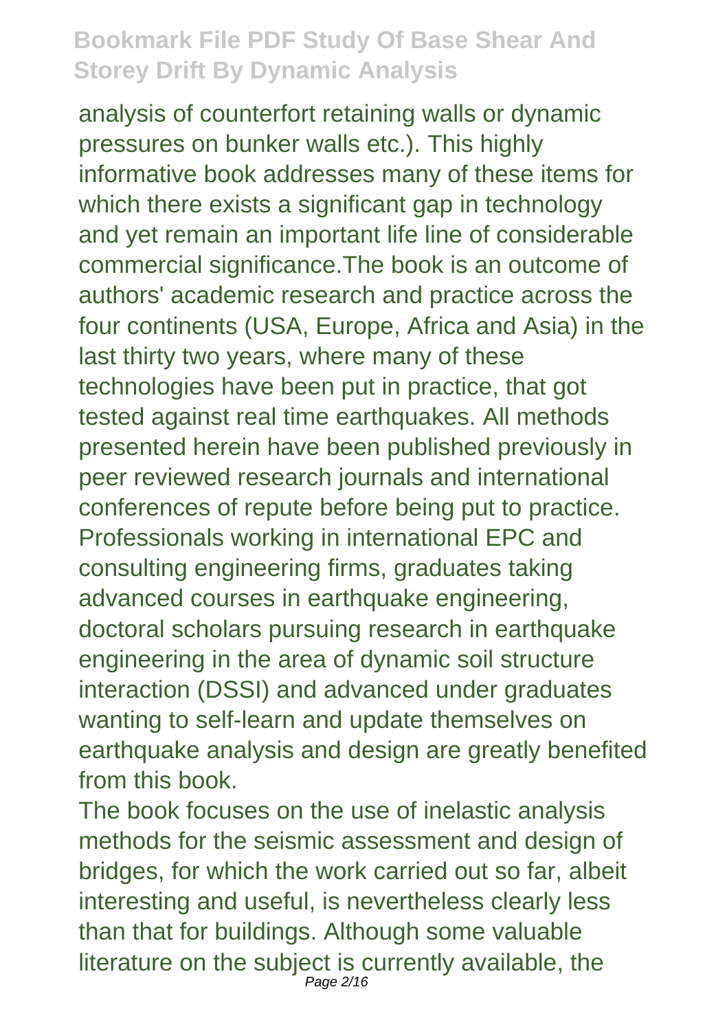analysis of counterfort retaining walls or dynamic pressures on bunker walls etc.). This highly informative book addresses many of these items for which there exists a significant gap in technology and yet remain an important life line of considerable commercial significance.The book is an outcome of authors' academic research and practice across the four continents (USA, Europe, Africa and Asia) in the last thirty two years, where many of these technologies have been put in practice, that got tested against real time earthquakes. All methods presented herein have been published previously in peer reviewed research journals and international conferences of repute before being put to practice. Professionals working in international EPC and consulting engineering firms, graduates taking advanced courses in earthquake engineering, doctoral scholars pursuing research in earthquake engineering in the area of dynamic soil structure interaction (DSSI) and advanced under graduates wanting to self-learn and update themselves on earthquake analysis and design are greatly benefited from this book.

The book focuses on the use of inelastic analysis methods for the seismic assessment and design of bridges, for which the work carried out so far, albeit interesting and useful, is nevertheless clearly less than that for buildings. Although some valuable literature on the subject is currently available, the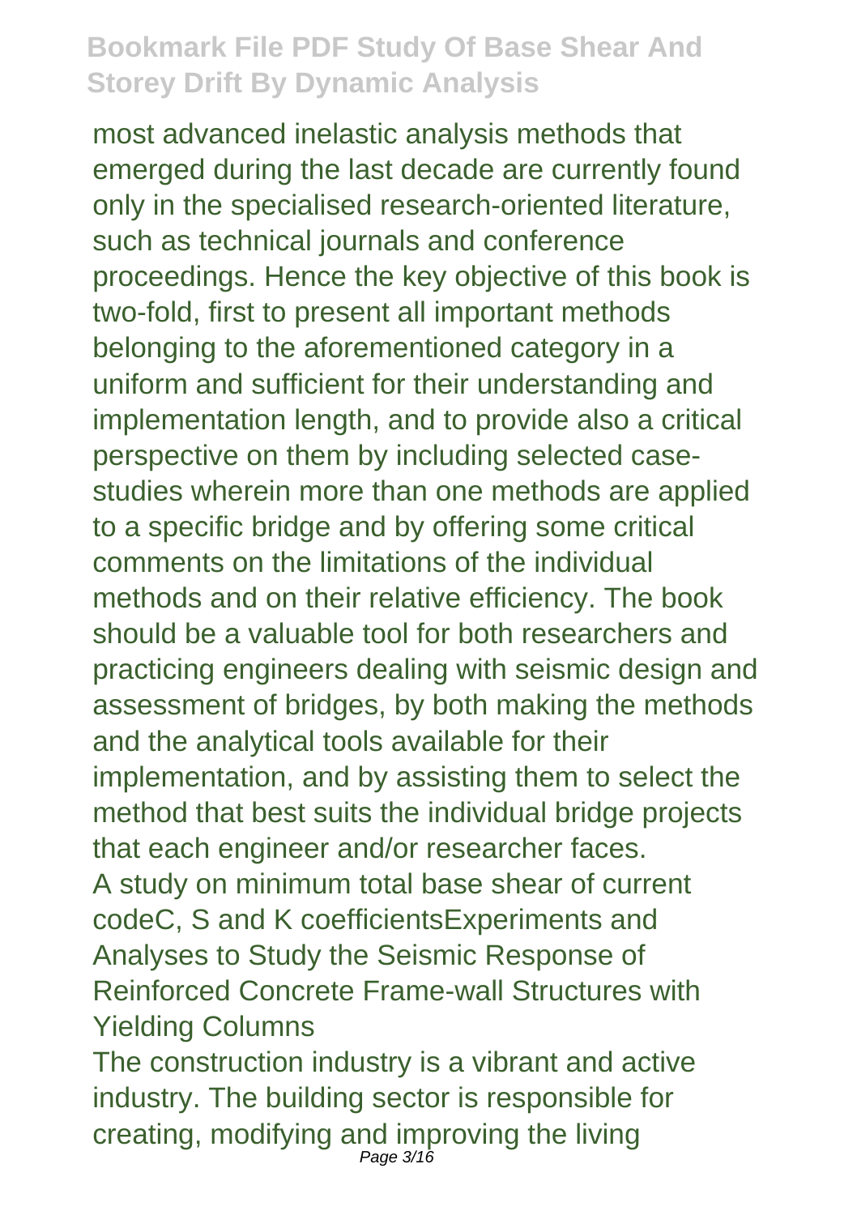most advanced inelastic analysis methods that emerged during the last decade are currently found only in the specialised research-oriented literature, such as technical journals and conference proceedings. Hence the key objective of this book is two-fold, first to present all important methods belonging to the aforementioned category in a uniform and sufficient for their understanding and implementation length, and to provide also a critical perspective on them by including selected case-studies wherein more than one methods are applied to a specific bridge and by offering some critical comments on the limitations of the individual methods and on their relative efficiency. The book should be a valuable tool for both researchers and practicing engineers dealing with seismic design and assessment of bridges, by both making the methods and the analytical tools available for their implementation, and by assisting them to select the method that best suits the individual bridge projects that each engineer and/or researcher faces.

A study on minimum total base shear of current codeC, S and K coefficientsExperiments and Analyses to Study the Seismic Response of Reinforced Concrete Frame-wall Structures with Yielding Columns

The construction industry is a vibrant and active industry. The building sector is responsible for creating, modifying and improving the living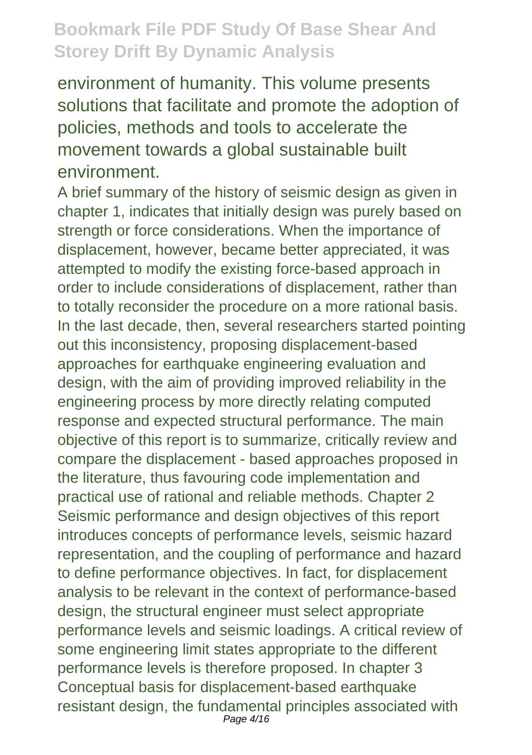environment of humanity. This volume presents solutions that facilitate and promote the adoption of policies, methods and tools to accelerate the movement towards a global sustainable built environment.

A brief summary of the history of seismic design as given in chapter 1, indicates that initially design was purely based on strength or force considerations. When the importance of displacement, however, became better appreciated, it was attempted to modify the existing force-based approach in order to include considerations of displacement, rather than to totally reconsider the procedure on a more rational basis. In the last decade, then, several researchers started pointing out this inconsistency, proposing displacement-based approaches for earthquake engineering evaluation and design, with the aim of providing improved reliability in the engineering process by more directly relating computed response and expected structural performance. The main objective of this report is to summarize, critically review and compare the displacement - based approaches proposed in the literature, thus favouring code implementation and practical use of rational and reliable methods. Chapter 2 Seismic performance and design objectives of this report introduces concepts of performance levels, seismic hazard representation, and the coupling of performance and hazard to define performance objectives. In fact, for displacement analysis to be relevant in the context of performance-based design, the structural engineer must select appropriate performance levels and seismic loadings. A critical review of some engineering limit states appropriate to the different performance levels is therefore proposed. In chapter 3 Conceptual basis for displacement-based earthquake resistant design, the fundamental principles associated with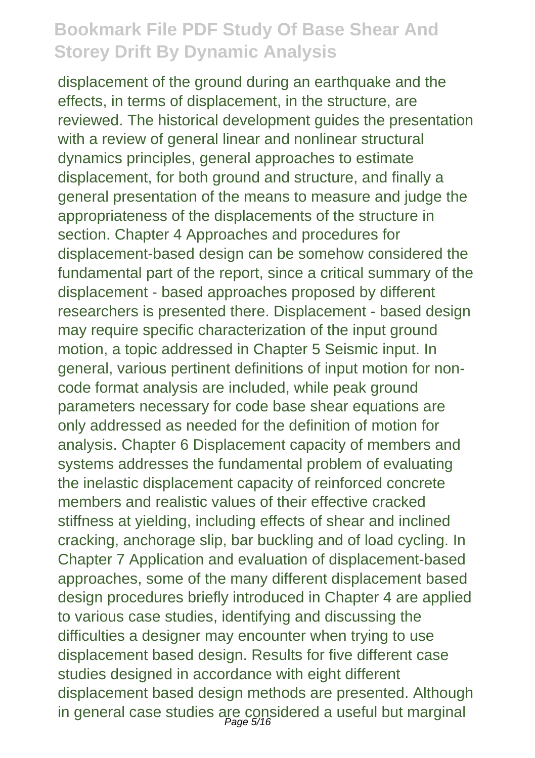displacement of the ground during an earthquake and the effects, in terms of displacement, in the structure, are reviewed. The historical development guides the presentation with a review of general linear and nonlinear structural dynamics principles, general approaches to estimate displacement, for both ground and structure, and finally a general presentation of the means to measure and judge the appropriateness of the displacements of the structure in section. Chapter 4 Approaches and procedures for displacement-based design can be somehow considered the fundamental part of the report, since a critical summary of the displacement - based approaches proposed by different researchers is presented there. Displacement - based design may require specific characterization of the input ground motion, a topic addressed in Chapter 5 Seismic input. In general, various pertinent definitions of input motion for non-code format analysis are included, while peak ground parameters necessary for code base shear equations are only addressed as needed for the definition of motion for analysis. Chapter 6 Displacement capacity of members and systems addresses the fundamental problem of evaluating the inelastic displacement capacity of reinforced concrete members and realistic values of their effective cracked stiffness at yielding, including effects of shear and inclined cracking, anchorage slip, bar buckling and of load cycling. In Chapter 7 Application and evaluation of displacement-based approaches, some of the many different displacement based design procedures briefly introduced in Chapter 4 are applied to various case studies, identifying and discussing the difficulties a designer may encounter when trying to use displacement based design. Results for five different case studies designed in accordance with eight different displacement based design methods are presented. Although in general case studies are considered a useful but marginal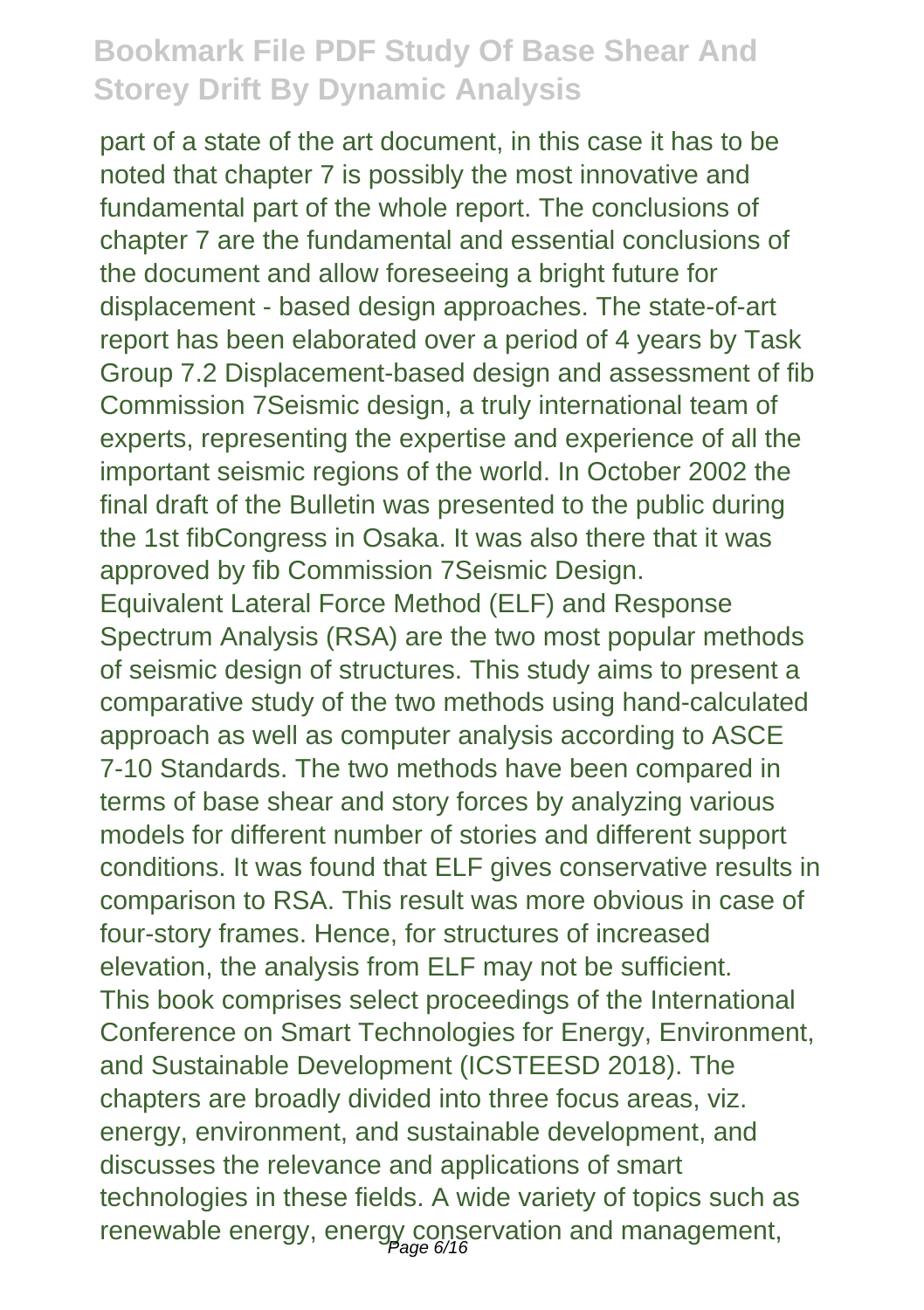part of a state of the art document, in this case it has to be noted that chapter 7 is possibly the most innovative and fundamental part of the whole report. The conclusions of chapter 7 are the fundamental and essential conclusions of the document and allow foreseeing a bright future for displacement - based design approaches. The state-of-art report has been elaborated over a period of 4 years by Task Group 7.2 Displacement-based design and assessment of fib Commission 7Seismic design, a truly international team of experts, representing the expertise and experience of all the important seismic regions of the world. In October 2002 the final draft of the Bulletin was presented to the public during the 1st fibCongress in Osaka. It was also there that it was approved by fib Commission 7Seismic Design.

Equivalent Lateral Force Method (ELF) and Response Spectrum Analysis (RSA) are the two most popular methods of seismic design of structures. This study aims to present a comparative study of the two methods using hand-calculated approach as well as computer analysis according to ASCE 7-10 Standards. The two methods have been compared in terms of base shear and story forces by analyzing various models for different number of stories and different support conditions. It was found that ELF gives conservative results in comparison to RSA. This result was more obvious in case of four-story frames. Hence, for structures of increased elevation, the analysis from ELF may not be sufficient.

This book comprises select proceedings of the International Conference on Smart Technologies for Energy, Environment, and Sustainable Development (ICSTEESD 2018). The chapters are broadly divided into three focus areas, viz. energy, environment, and sustainable development, and discusses the relevance and applications of smart technologies in these fields. A wide variety of topics such as renewable energy, energy conservation and management,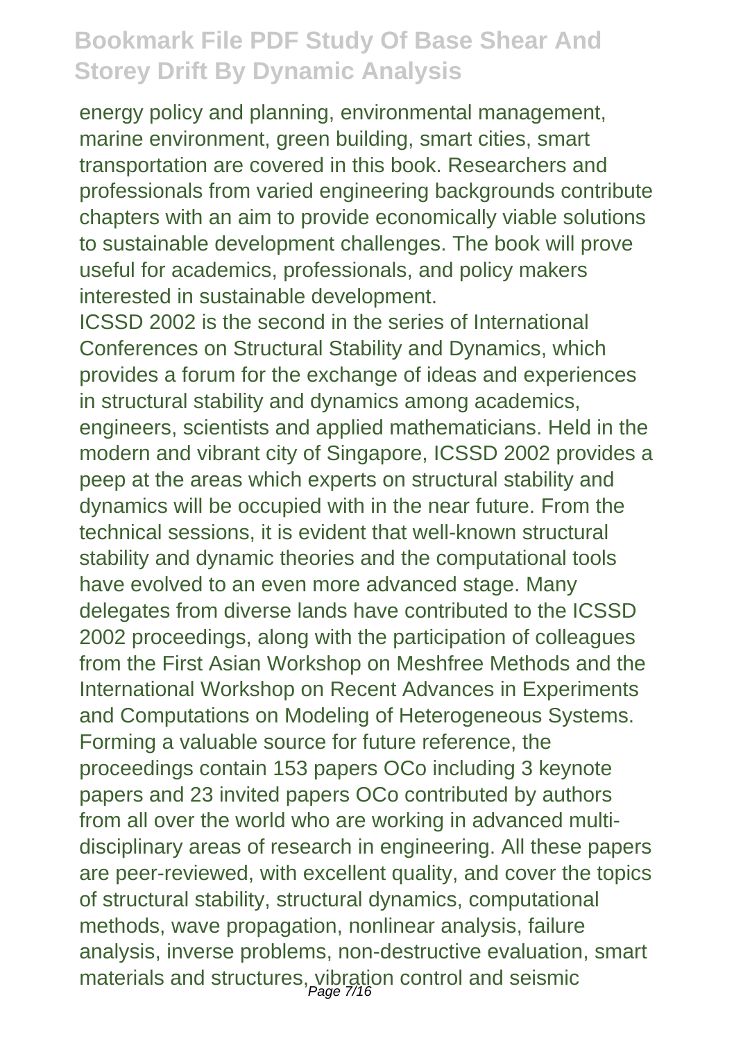energy policy and planning, environmental management, marine environment, green building, smart cities, smart transportation are covered in this book. Researchers and professionals from varied engineering backgrounds contribute chapters with an aim to provide economically viable solutions to sustainable development challenges. The book will prove useful for academics, professionals, and policy makers interested in sustainable development.

ICSSD 2002 is the second in the series of International Conferences on Structural Stability and Dynamics, which provides a forum for the exchange of ideas and experiences in structural stability and dynamics among academics, engineers, scientists and applied mathematicians. Held in the modern and vibrant city of Singapore, ICSSD 2002 provides a peep at the areas which experts on structural stability and dynamics will be occupied with in the near future. From the technical sessions, it is evident that well-known structural stability and dynamic theories and the computational tools have evolved to an even more advanced stage. Many delegates from diverse lands have contributed to the ICSSD 2002 proceedings, along with the participation of colleagues from the First Asian Workshop on Meshfree Methods and the International Workshop on Recent Advances in Experiments and Computations on Modeling of Heterogeneous Systems. Forming a valuable source for future reference, the proceedings contain 153 papers OCo including 3 keynote papers and 23 invited papers OCo contributed by authors from all over the world who are working in advanced multi-disciplinary areas of research in engineering. All these papers are peer-reviewed, with excellent quality, and cover the topics of structural stability, structural dynamics, computational methods, wave propagation, nonlinear analysis, failure analysis, inverse problems, non-destructive evaluation, smart materials and structures, vibration control and seismic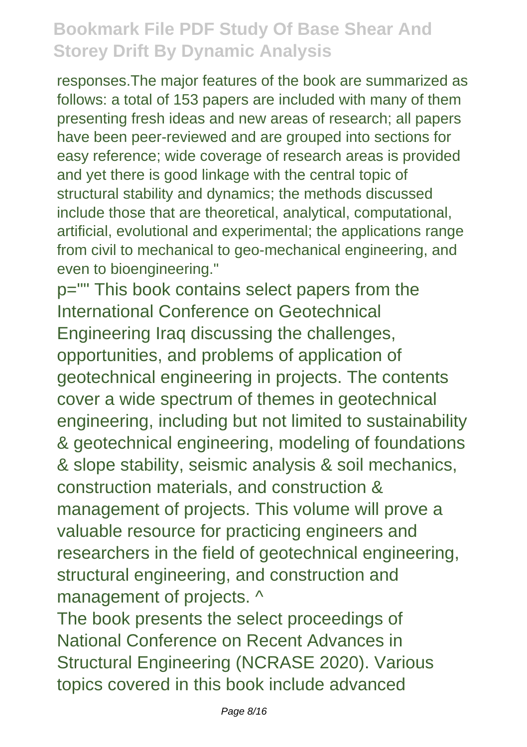responses.The major features of the book are summarized as follows: a total of 153 papers are included with many of them presenting fresh ideas and new areas of research; all papers have been peer-reviewed and are grouped into sections for easy reference; wide coverage of research areas is provided and yet there is good linkage with the central topic of structural stability and dynamics; the methods discussed include those that are theoretical, analytical, computational, artificial, evolutional and experimental; the applications range from civil to mechanical to geo-mechanical engineering, and even to bioengineering."

p="" This book contains select papers from the International Conference on Geotechnical Engineering Iraq discussing the challenges, opportunities, and problems of application of geotechnical engineering in projects. The contents cover a wide spectrum of themes in geotechnical engineering, including but not limited to sustainability & geotechnical engineering, modeling of foundations & slope stability, seismic analysis & soil mechanics, construction materials, and construction & management of projects. This volume will prove a valuable resource for practicing engineers and researchers in the field of geotechnical engineering, structural engineering, and construction and management of projects. ^

The book presents the select proceedings of National Conference on Recent Advances in Structural Engineering (NCRASE 2020). Various topics covered in this book include advanced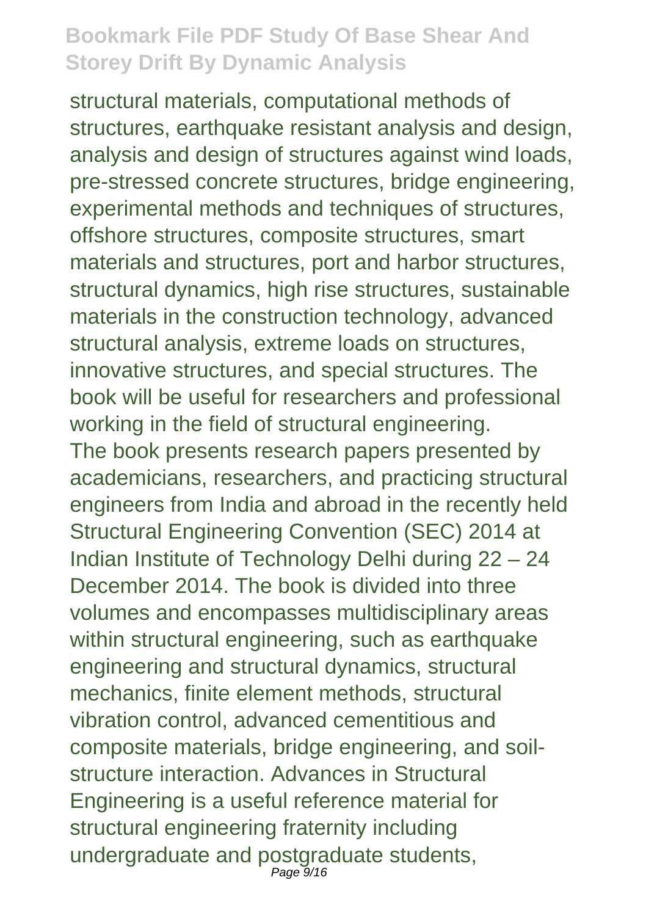structural materials, computational methods of structures, earthquake resistant analysis and design, analysis and design of structures against wind loads, pre-stressed concrete structures, bridge engineering, experimental methods and techniques of structures, offshore structures, composite structures, smart materials and structures, port and harbor structures, structural dynamics, high rise structures, sustainable materials in the construction technology, advanced structural analysis, extreme loads on structures, innovative structures, and special structures. The book will be useful for researchers and professional working in the field of structural engineering.

The book presents research papers presented by academicians, researchers, and practicing structural engineers from India and abroad in the recently held Structural Engineering Convention (SEC) 2014 at Indian Institute of Technology Delhi during 22 – 24 December 2014. The book is divided into three volumes and encompasses multidisciplinary areas within structural engineering, such as earthquake engineering and structural dynamics, structural mechanics, finite element methods, structural vibration control, advanced cementitious and composite materials, bridge engineering, and soil-structure interaction. Advances in Structural Engineering is a useful reference material for structural engineering fraternity including undergraduate and postgraduate students,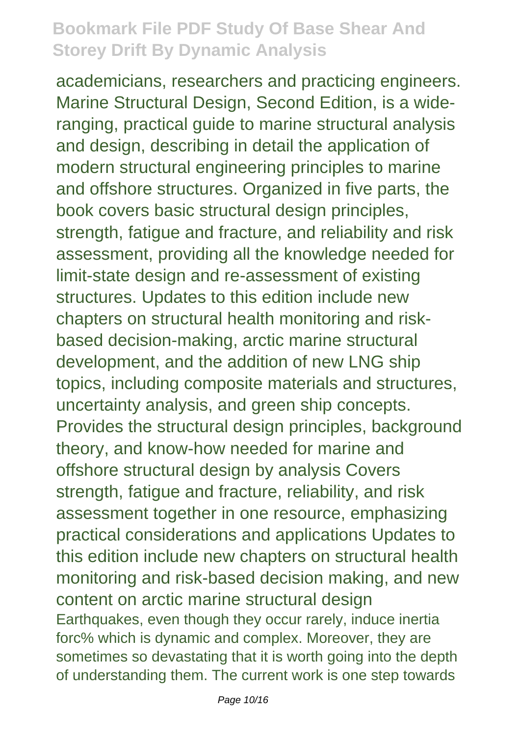academicians, researchers and practicing engineers. Marine Structural Design, Second Edition, is a wide-ranging, practical guide to marine structural analysis and design, describing in detail the application of modern structural engineering principles to marine and offshore structures. Organized in five parts, the book covers basic structural design principles, strength, fatigue and fracture, and reliability and risk assessment, providing all the knowledge needed for limit-state design and re-assessment of existing structures. Updates to this edition include new chapters on structural health monitoring and risk-based decision-making, arctic marine structural development, and the addition of new LNG ship topics, including composite materials and structures, uncertainty analysis, and green ship concepts. Provides the structural design principles, background theory, and know-how needed for marine and offshore structural design by analysis Covers strength, fatigue and fracture, reliability, and risk assessment together in one resource, emphasizing practical considerations and applications Updates to this edition include new chapters on structural health monitoring and risk-based decision making, and new content on arctic marine structural design

Earthquakes, even though they occur rarely, induce inertia forc% which is dynamic and complex. Moreover, they are sometimes so devastating that it is worth going into the depth of understanding them. The current work is one step towards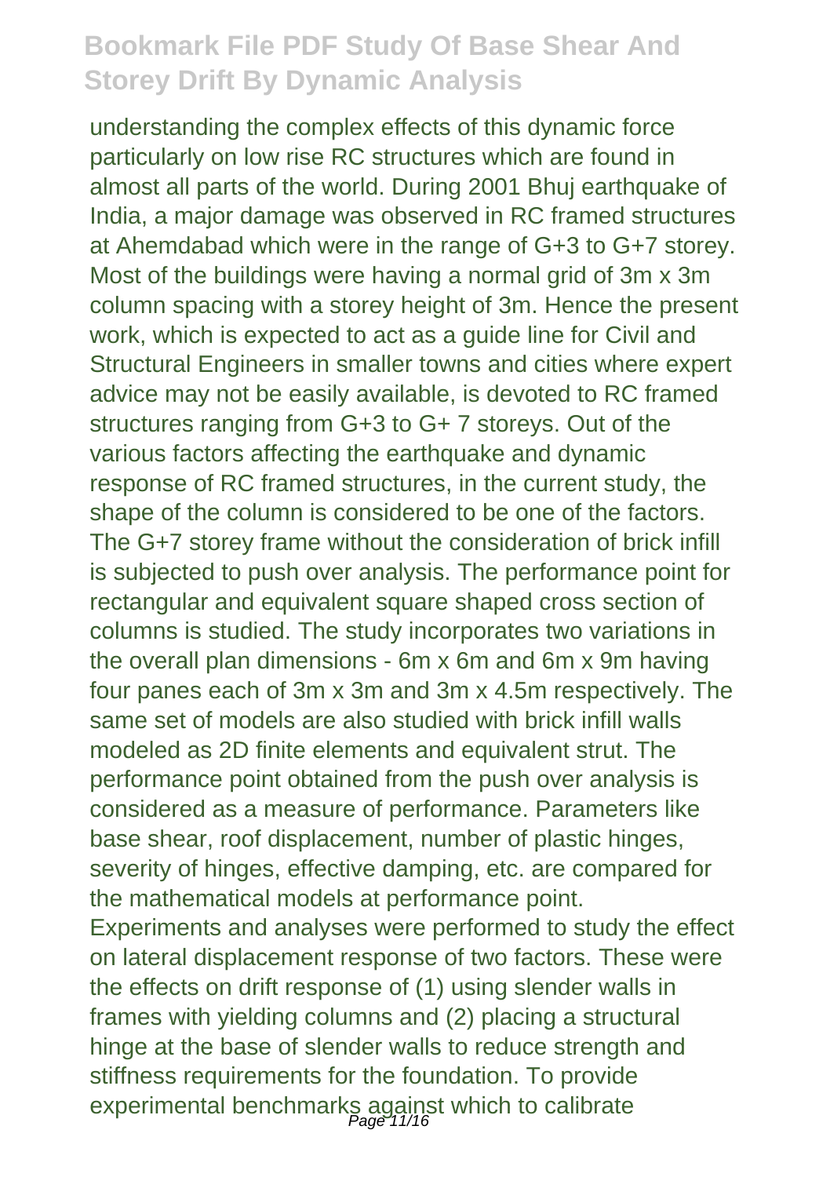understanding the complex effects of this dynamic force particularly on low rise RC structures which are found in almost all parts of the world. During 2001 Bhuj earthquake of India, a major damage was observed in RC framed structures at Ahemdabad which were in the range of G+3 to G+7 storey. Most of the buildings were having a normal grid of 3m x 3m column spacing with a storey height of 3m. Hence the present work, which is expected to act as a guide line for Civil and Structural Engineers in smaller towns and cities where expert advice may not be easily available, is devoted to RC framed structures ranging from G+3 to G+ 7 storeys. Out of the various factors affecting the earthquake and dynamic response of RC framed structures, in the current study, the shape of the column is considered to be one of the factors. The G+7 storey frame without the consideration of brick infill is subjected to push over analysis. The performance point for rectangular and equivalent square shaped cross section of columns is studied. The study incorporates two variations in the overall plan dimensions - 6m x 6m and 6m x 9m having four panes each of 3m x 3m and 3m x 4.5m respectively. The same set of models are also studied with brick infill walls modeled as 2D finite elements and equivalent strut. The performance point obtained from the push over analysis is considered as a measure of performance. Parameters like base shear, roof displacement, number of plastic hinges, severity of hinges, effective damping, etc. are compared for the mathematical models at performance point.

Experiments and analyses were performed to study the effect on lateral displacement response of two factors. These were the effects on drift response of (1) using slender walls in frames with yielding columns and (2) placing a structural hinge at the base of slender walls to reduce strength and stiffness requirements for the foundation. To provide experimental benchmarks against which to calibrate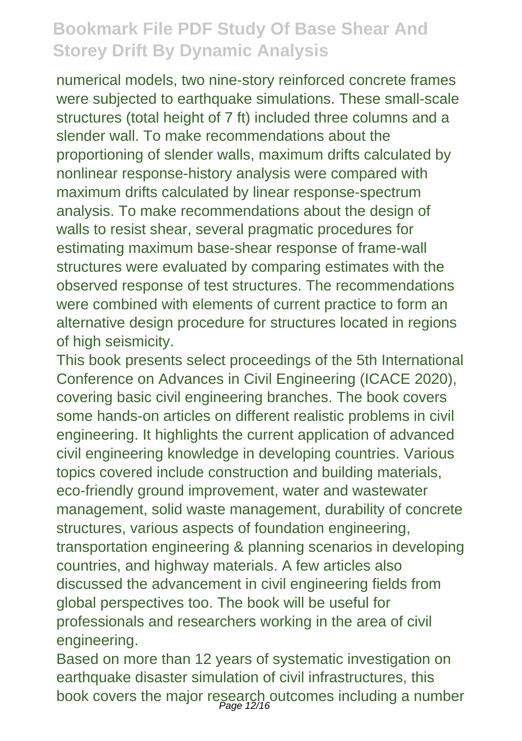numerical models, two nine-story reinforced concrete frames were subjected to earthquake simulations. These small-scale structures (total height of 7 ft) included three columns and a slender wall. To make recommendations about the proportioning of slender walls, maximum drifts calculated by nonlinear response-history analysis were compared with maximum drifts calculated by linear response-spectrum analysis. To make recommendations about the design of walls to resist shear, several pragmatic procedures for estimating maximum base-shear response of frame-wall structures were evaluated by comparing estimates with the observed response of test structures. The recommendations were combined with elements of current practice to form an alternative design procedure for structures located in regions of high seismicity.

This book presents select proceedings of the 5th International Conference on Advances in Civil Engineering (ICACE 2020), covering basic civil engineering branches. The book covers some hands-on articles on different realistic problems in civil engineering. It highlights the current application of advanced civil engineering knowledge in developing countries. Various topics covered include construction and building materials, eco-friendly ground improvement, water and wastewater management, solid waste management, durability of concrete structures, various aspects of foundation engineering, transportation engineering & planning scenarios in developing countries, and highway materials. A few articles also discussed the advancement in civil engineering fields from global perspectives too. The book will be useful for professionals and researchers working in the area of civil engineering.

Based on more than 12 years of systematic investigation on earthquake disaster simulation of civil infrastructures, this book covers the major research outcomes including a number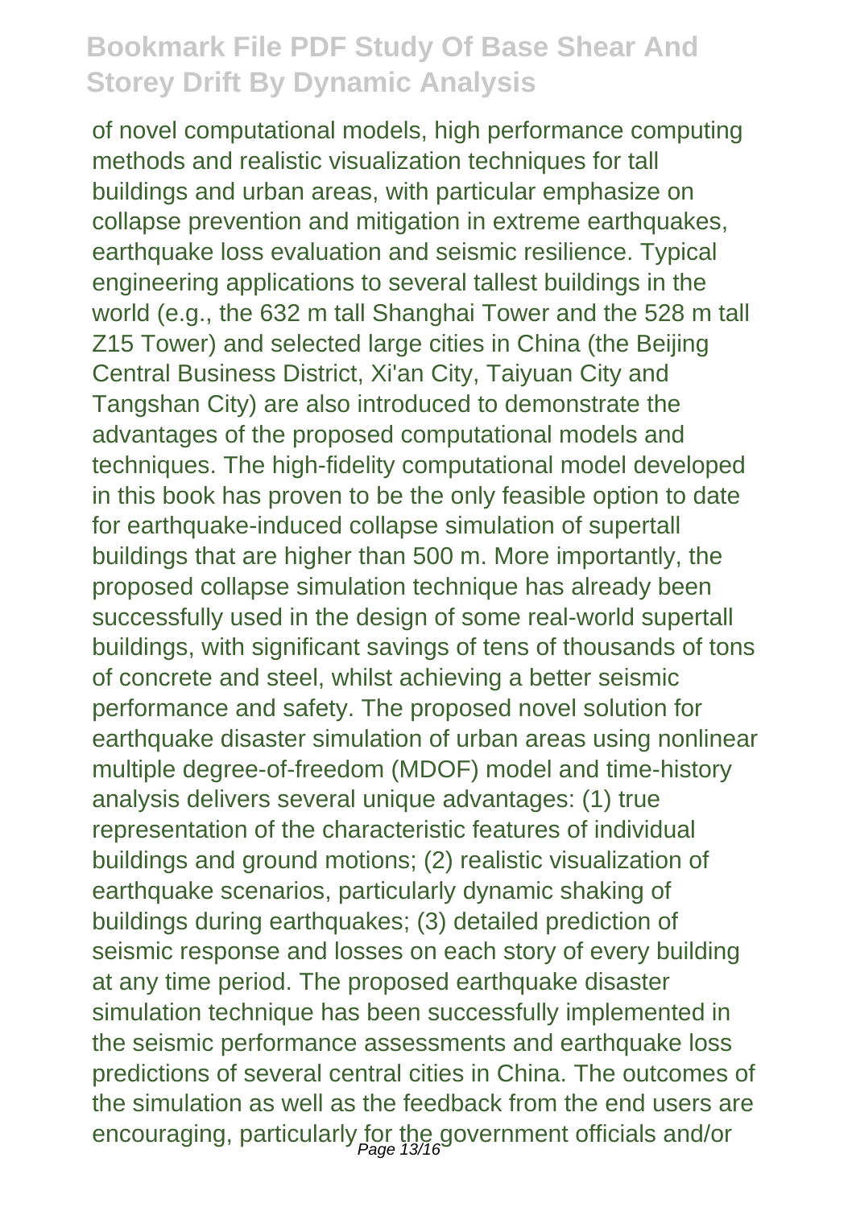of novel computational models, high performance computing methods and realistic visualization techniques for tall buildings and urban areas, with particular emphasize on collapse prevention and mitigation in extreme earthquakes, earthquake loss evaluation and seismic resilience. Typical engineering applications to several tallest buildings in the world (e.g., the 632 m tall Shanghai Tower and the 528 m tall Z15 Tower) and selected large cities in China (the Beijing Central Business District, Xi'an City, Taiyuan City and Tangshan City) are also introduced to demonstrate the advantages of the proposed computational models and techniques. The high-fidelity computational model developed in this book has proven to be the only feasible option to date for earthquake-induced collapse simulation of supertall buildings that are higher than 500 m. More importantly, the proposed collapse simulation technique has already been successfully used in the design of some real-world supertall buildings, with significant savings of tens of thousands of tons of concrete and steel, whilst achieving a better seismic performance and safety. The proposed novel solution for earthquake disaster simulation of urban areas using nonlinear multiple degree-of-freedom (MDOF) model and time-history analysis delivers several unique advantages: (1) true representation of the characteristic features of individual buildings and ground motions; (2) realistic visualization of earthquake scenarios, particularly dynamic shaking of buildings during earthquakes; (3) detailed prediction of seismic response and losses on each story of every building at any time period. The proposed earthquake disaster simulation technique has been successfully implemented in the seismic performance assessments and earthquake loss predictions of several central cities in China. The outcomes of the simulation as well as the feedback from the end users are encouraging, particularly for the government officials and/or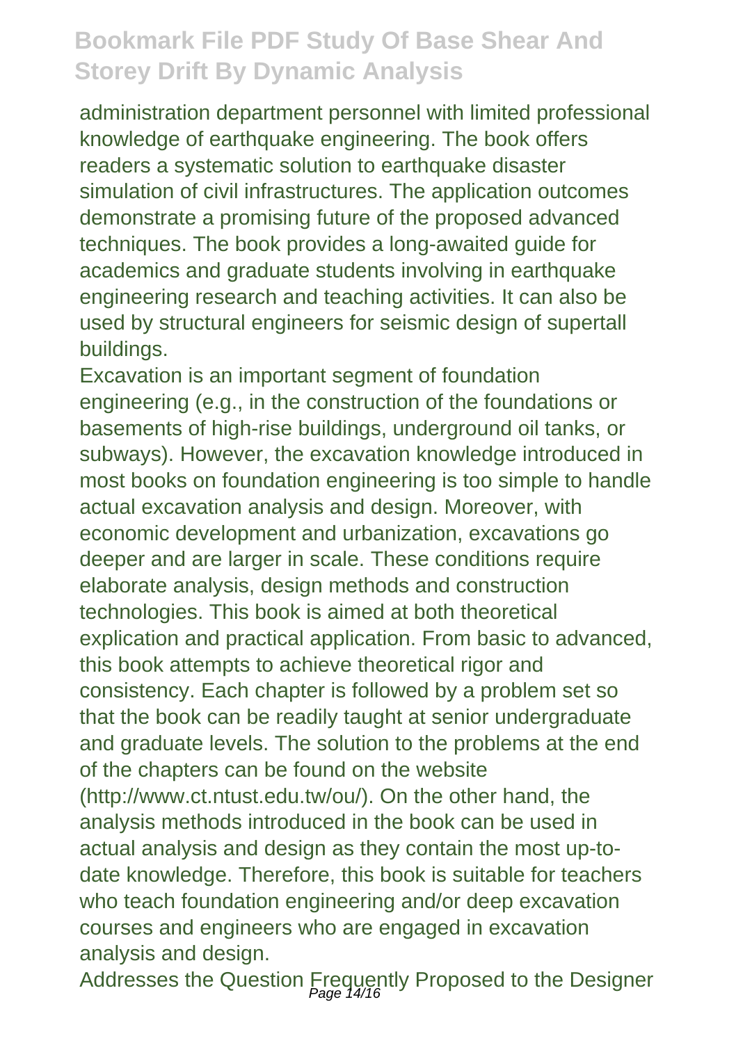administration department personnel with limited professional knowledge of earthquake engineering. The book offers readers a systematic solution to earthquake disaster simulation of civil infrastructures. The application outcomes demonstrate a promising future of the proposed advanced techniques. The book provides a long-awaited guide for academics and graduate students involving in earthquake engineering research and teaching activities. It can also be used by structural engineers for seismic design of supertall buildings.

Excavation is an important segment of foundation engineering (e.g., in the construction of the foundations or basements of high-rise buildings, underground oil tanks, or subways). However, the excavation knowledge introduced in most books on foundation engineering is too simple to handle actual excavation analysis and design. Moreover, with economic development and urbanization, excavations go deeper and are larger in scale. These conditions require elaborate analysis, design methods and construction technologies. This book is aimed at both theoretical explication and practical application. From basic to advanced, this book attempts to achieve theoretical rigor and consistency. Each chapter is followed by a problem set so that the book can be readily taught at senior undergraduate and graduate levels. The solution to the problems at the end of the chapters can be found on the website (http://www.ct.ntust.edu.tw/ou/). On the other hand, the analysis methods introduced in the book can be used in actual analysis and design as they contain the most up-to-date knowledge. Therefore, this book is suitable for teachers who teach foundation engineering and/or deep excavation courses and engineers who are engaged in excavation analysis and design.

Addresses the Question Frequently Proposed to the Designer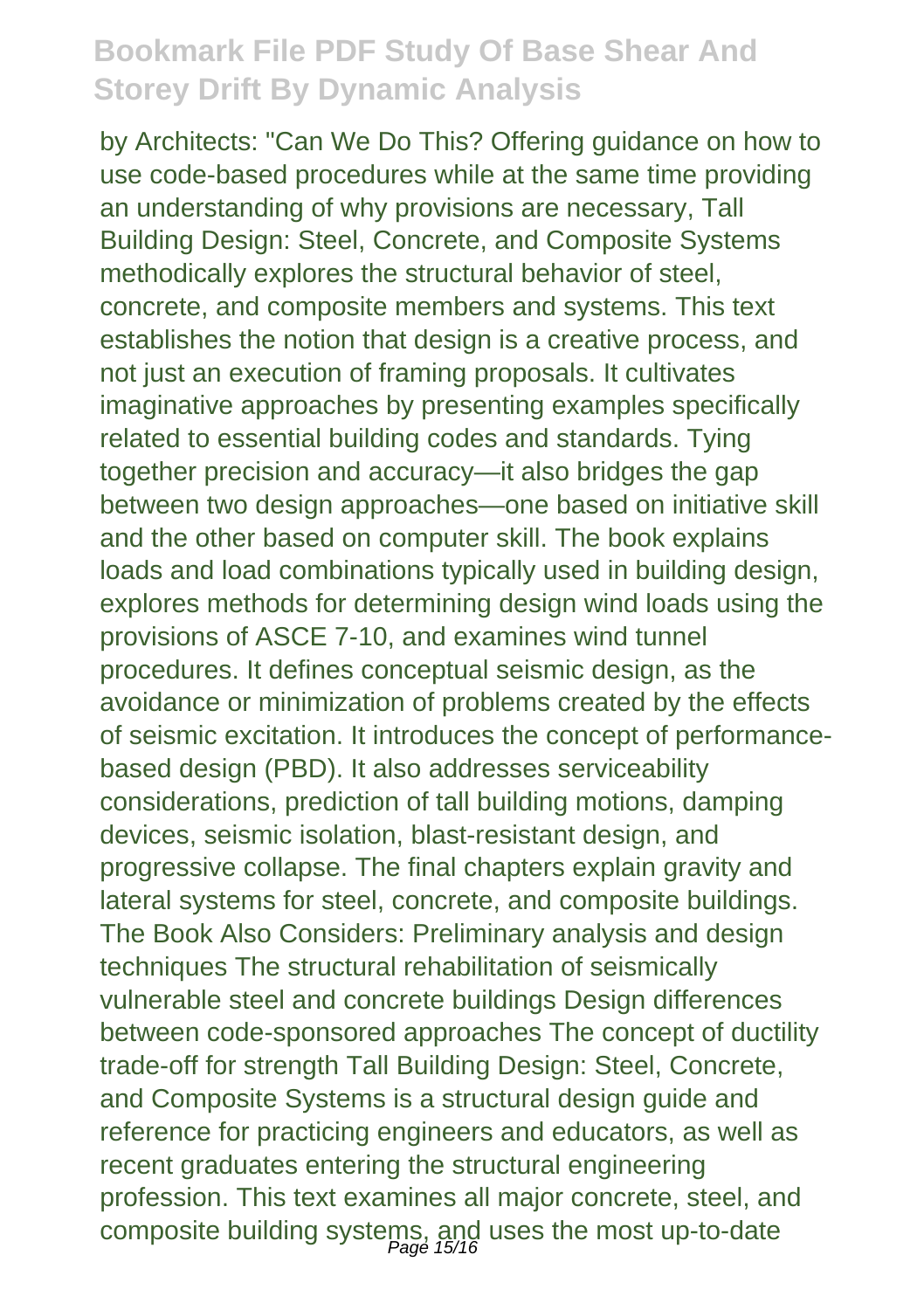by Architects: "Can We Do This? Offering guidance on how to use code-based procedures while at the same time providing an understanding of why provisions are necessary, Tall Building Design: Steel, Concrete, and Composite Systems methodically explores the structural behavior of steel, concrete, and composite members and systems. This text establishes the notion that design is a creative process, and not just an execution of framing proposals. It cultivates imaginative approaches by presenting examples specifically related to essential building codes and standards. Tying together precision and accuracy—it also bridges the gap between two design approaches—one based on initiative skill and the other based on computer skill. The book explains loads and load combinations typically used in building design, explores methods for determining design wind loads using the provisions of ASCE 7-10, and examines wind tunnel procedures. It defines conceptual seismic design, as the avoidance or minimization of problems created by the effects of seismic excitation. It introduces the concept of performance-based design (PBD). It also addresses serviceability considerations, prediction of tall building motions, damping devices, seismic isolation, blast-resistant design, and progressive collapse. The final chapters explain gravity and lateral systems for steel, concrete, and composite buildings. The Book Also Considers: Preliminary analysis and design techniques The structural rehabilitation of seismically vulnerable steel and concrete buildings Design differences between code-sponsored approaches The concept of ductility trade-off for strength Tall Building Design: Steel, Concrete, and Composite Systems is a structural design guide and reference for practicing engineers and educators, as well as recent graduates entering the structural engineering profession. This text examines all major concrete, steel, and composite building systems, and uses the most up-to-date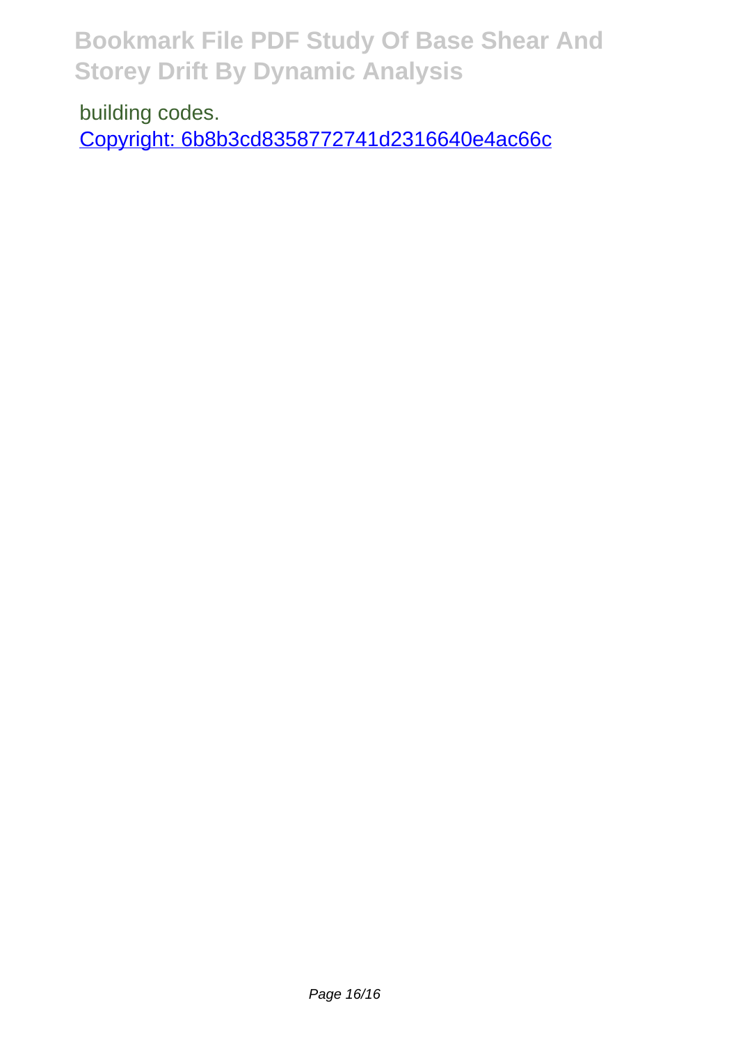building codes.

Copyright: 6b8b3cd8358772741d2316640e4ac66c